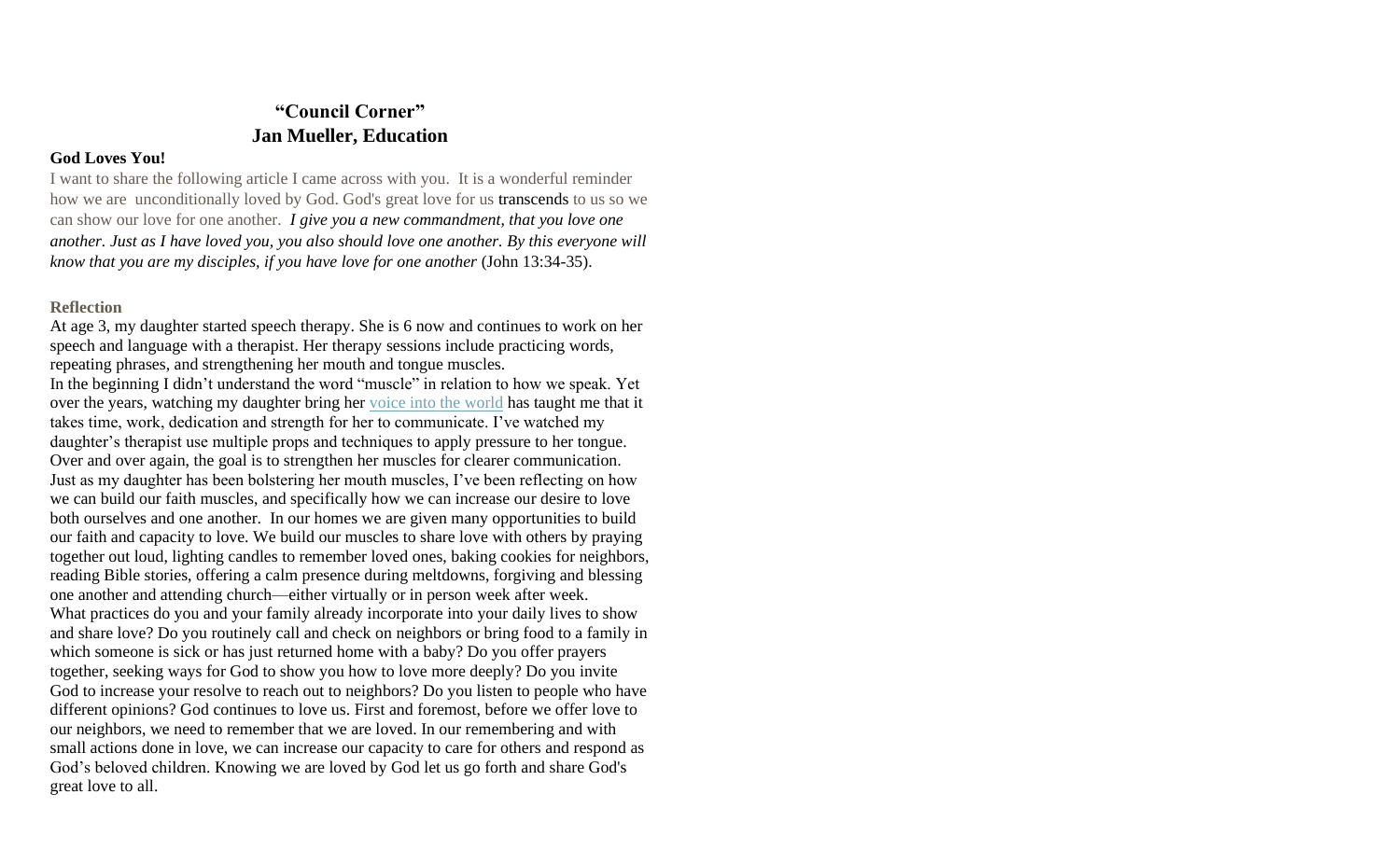# "Council Corner"
## Jan Mueller, Education

**God Loves You!**

I want to share the following article I came across with you. It is a wonderful reminder how we are unconditionally loved by God. God's great love for us transcends to us so we can show our love for one another. *I give you a new commandment, that you love one another. Just as I have loved you, you also should love one another. By this everyone will know that you are my disciples, if you have love for one another* (John 13:34-35).

**Reflection**

At age 3, my daughter started speech therapy. She is 6 now and continues to work on her speech and language with a therapist. Her therapy sessions include practicing words, repeating phrases, and strengthening her mouth and tongue muscles.

In the beginning I didn't understand the word "muscle" in relation to how we speak. Yet over the years, watching my daughter bring her voice into the world has taught me that it takes time, work, dedication and strength for her to communicate. I've watched my daughter's therapist use multiple props and techniques to apply pressure to her tongue. Over and over again, the goal is to strengthen her muscles for clearer communication.

Just as my daughter has been bolstering her mouth muscles, I've been reflecting on how we can build our faith muscles, and specifically how we can increase our desire to love both ourselves and one another. In our homes we are given many opportunities to build our faith and capacity to love. We build our muscles to share love with others by praying together out loud, lighting candles to remember loved ones, baking cookies for neighbors, reading Bible stories, offering a calm presence during meltdowns, forgiving and blessing one another and attending church—either virtually or in person week after week.

What practices do you and your family already incorporate into your daily lives to show and share love? Do you routinely call and check on neighbors or bring food to a family in which someone is sick or has just returned home with a baby? Do you offer prayers together, seeking ways for God to show you how to love more deeply? Do you invite God to increase your resolve to reach out to neighbors? Do you listen to people who have different opinions? God continues to love us. First and foremost, before we offer love to our neighbors, we need to remember that we are loved. In our remembering and with small actions done in love, we can increase our capacity to care for others and respond as God's beloved children. Knowing we are loved by God let us go forth and share God's great love to all.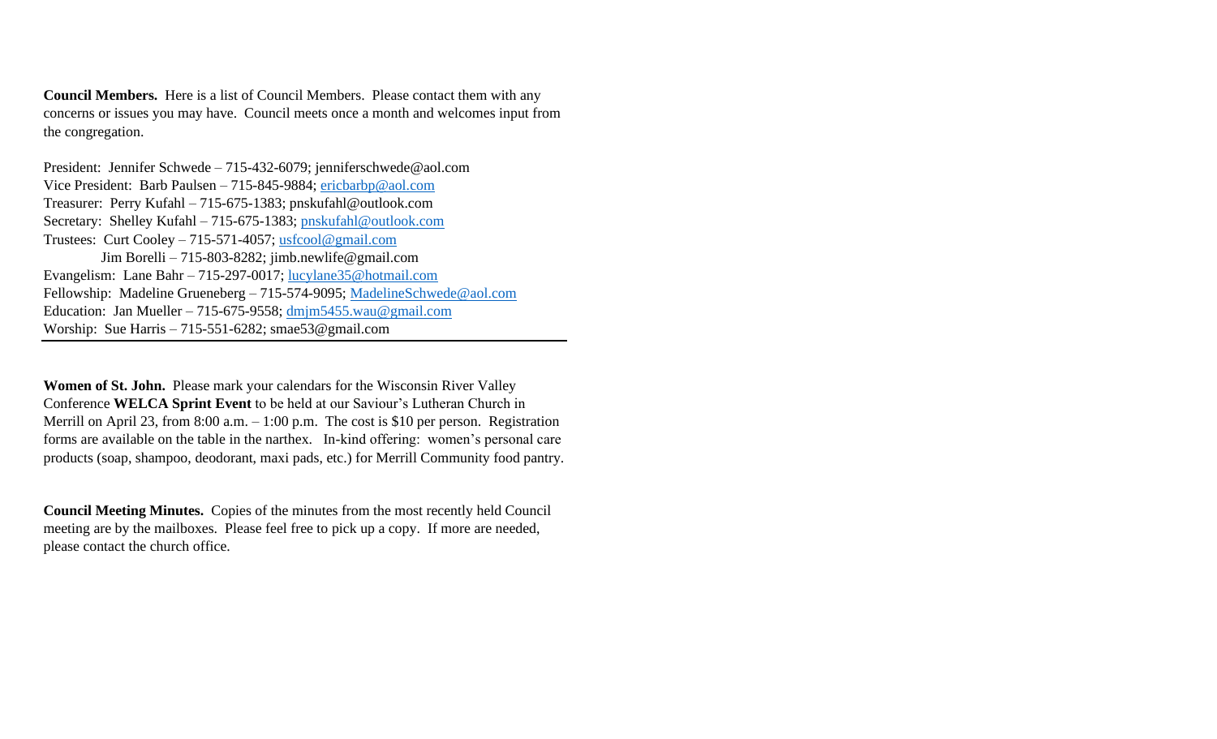**Council Members.** Here is a list of Council Members. Please contact them with any concerns or issues you may have. Council meets once a month and welcomes input from the congregation.

President: Jennifer Schwede – 715-432-6079; jenniferschwede@aol.com
Vice President: Barb Paulsen – 715-845-9884; ericbarbp@aol.com
Treasurer: Perry Kufahl – 715-675-1383; pnskufahl@outlook.com
Secretary: Shelley Kufahl – 715-675-1383; pnskufahl@outlook.com
Trustees: Curt Cooley – 715-571-4057; usfcool@gmail.com
Jim Borelli – 715-803-8282; jimb.newlife@gmail.com
Evangelism: Lane Bahr – 715-297-0017; lucylane35@hotmail.com
Fellowship: Madeline Grueneberg – 715-574-9095; MadelineSchwede@aol.com
Education: Jan Mueller – 715-675-9558; dmjm5455.wau@gmail.com
Worship: Sue Harris – 715-551-6282; smae53@gmail.com

---

**Women of St. John.** Please mark your calendars for the Wisconsin River Valley Conference **WELCA Sprint Event** to be held at our Saviour's Lutheran Church in Merrill on April 23, from 8:00 a.m. – 1:00 p.m. The cost is $10 per person. Registration forms are available on the table in the narthex. In-kind offering: women's personal care products (soap, shampoo, deodorant, maxi pads, etc.) for Merrill Community food pantry.

**Council Meeting Minutes.** Copies of the minutes from the most recently held Council meeting are by the mailboxes. Please feel free to pick up a copy. If more are needed, please contact the church office.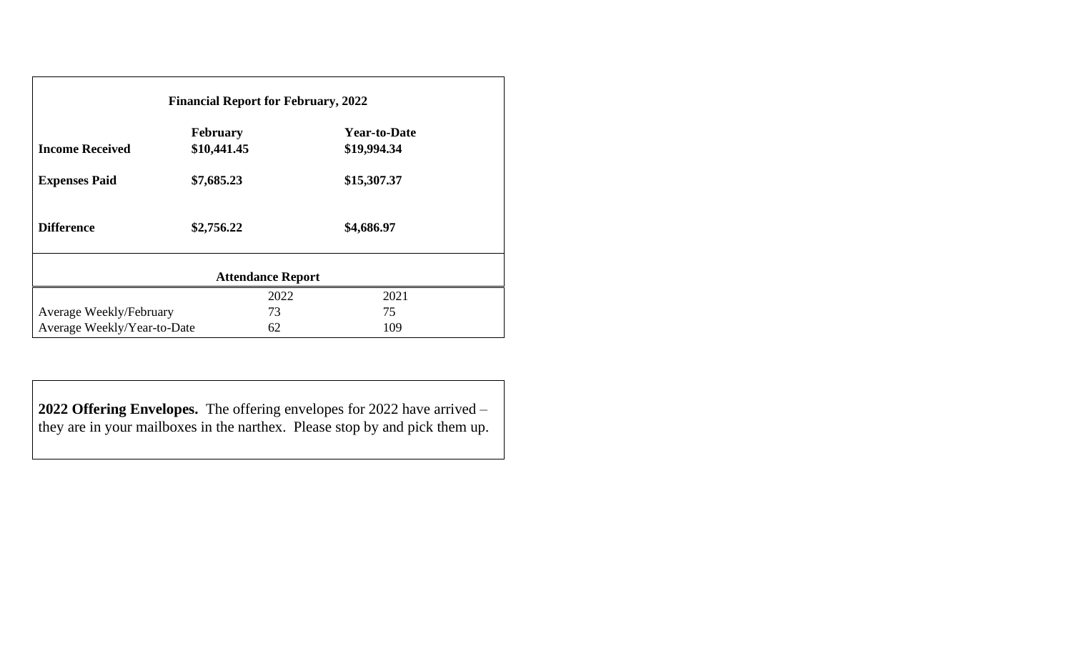**Financial Report for February, 2022**

| | February | Year-to-Date |
|---|---|---|
| **Income Received** | **$10,441.45** | **$19,994.34** |
| **Expenses Paid** | **$7,685.23** | **$15,307.37** |
| **Difference** | **$2,756.22** | **$4,686.97** |

**Attendance Report**

| | 2022 | 2021 |
|---|---|---|
| Average Weekly/February | 73 | 75 |
| Average Weekly/Year-to-Date | 62 | 109 |

**2022 Offering Envelopes.** The offering envelopes for 2022 have arrived – they are in your mailboxes in the narthex. Please stop by and pick them up.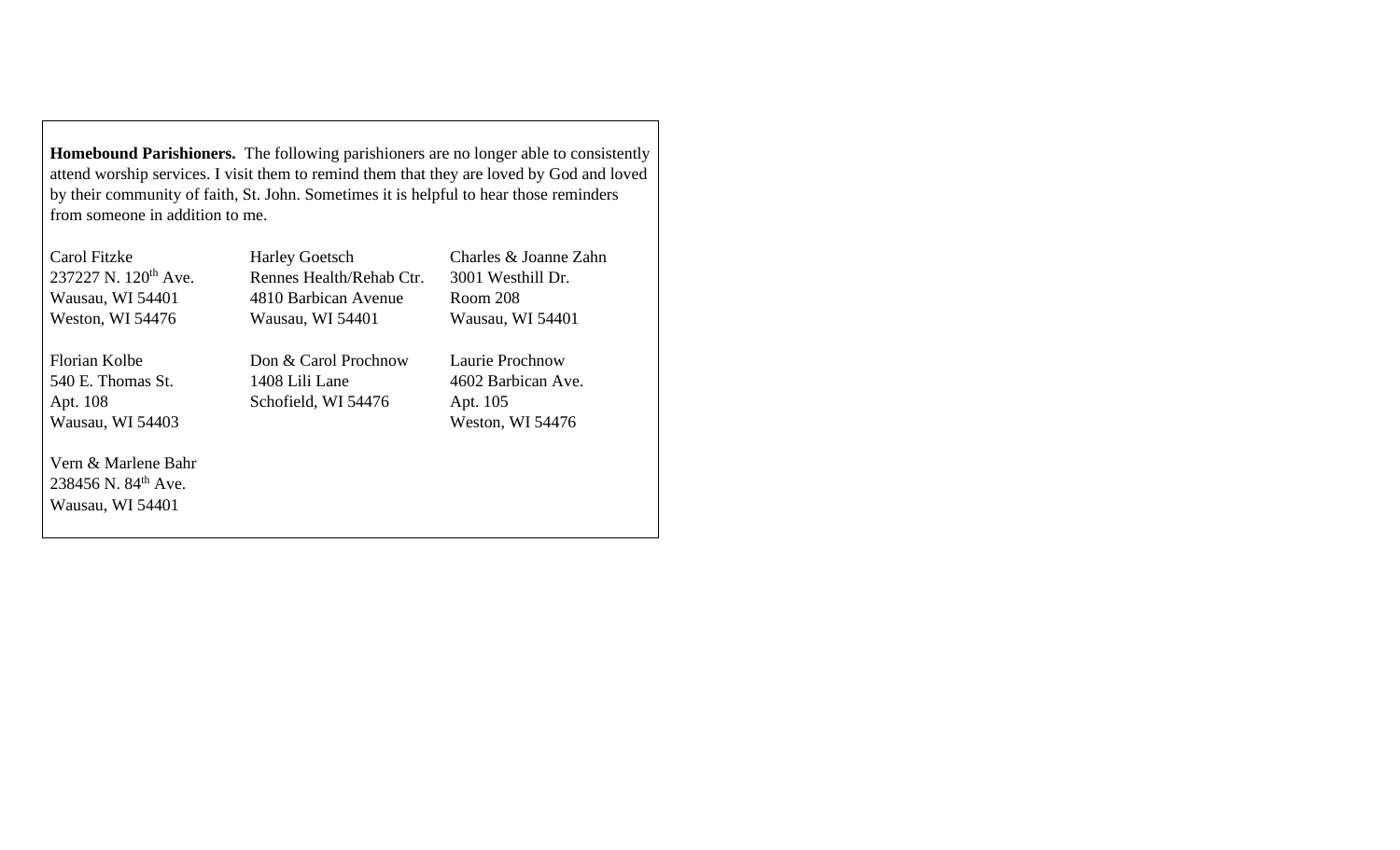**Homebound Parishioners.** The following parishioners are no longer able to consistently attend worship services. I visit them to remind them that they are loved by God and loved by their community of faith, St. John. Sometimes it is helpful to hear those reminders from someone in addition to me.

Carol Fitzke
237227 N. 120th Ave.
Wausau, WI 54401
Weston, WI 54476

Harley Goetsch
Rennes Health/Rehab Ctr.
4810 Barbican Avenue
Wausau, WI 54401

Charles & Joanne Zahn
3001 Westhill Dr.
Room 208
Wausau, WI 54401

Florian Kolbe
540 E. Thomas St.
Apt. 108
Wausau, WI 54403

Don & Carol Prochnow
1408 Lili Lane
Schofield, WI 54476

Laurie Prochnow
4602 Barbican Ave.
Apt. 105
Weston, WI 54476

Vern & Marlene Bahr
238456 N. 84th Ave.
Wausau, WI 54401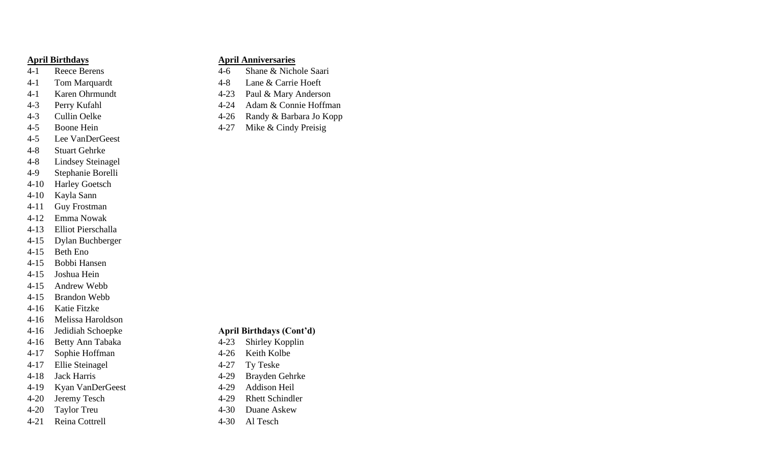**April Birthdays**

4-1 Reece Berens
4-1 Tom Marquardt
4-1 Karen Ohrmundt
4-3 Perry Kufahl
4-3 Cullin Oelke
4-5 Boone Hein
4-5 Lee VanDerGeest
4-8 Stuart Gehrke
4-8 Lindsey Steinagel
4-9 Stephanie Borelli
4-10 Harley Goetsch
4-10 Kayla Sann
4-11 Guy Frostman
4-12 Emma Nowak
4-13 Elliot Pierschalla
4-15 Dylan Buchberger
4-15 Beth Eno
4-15 Bobbi Hansen
4-15 Joshua Hein
4-15 Andrew Webb
4-15 Brandon Webb
4-16 Katie Fitzke
4-16 Melissa Haroldson
4-16 Jedidiah Schoepke
4-16 Betty Ann Tabaka
4-17 Sophie Hoffman
4-17 Ellie Steinagel
4-18 Jack Harris
4-19 Kyan VanDerGeest
4-20 Jeremy Tesch
4-20 Taylor Treu
4-21 Reina Cottrell

**April Birthdays (Cont'd)**

4-23 Shirley Kopplin
4-26 Keith Kolbe
4-27 Ty Teske
4-29 Brayden Gehrke
4-29 Addison Heil
4-29 Rhett Schindler
4-30 Duane Askew
4-30 Al Tesch

**April Anniversaries**

4-6 Shane & Nichole Saari
4-8 Lane & Carrie Hoeft
4-23 Paul & Mary Anderson
4-24 Adam & Connie Hoffman
4-26 Randy & Barbara Jo Kopp
4-27 Mike & Cindy Preisig